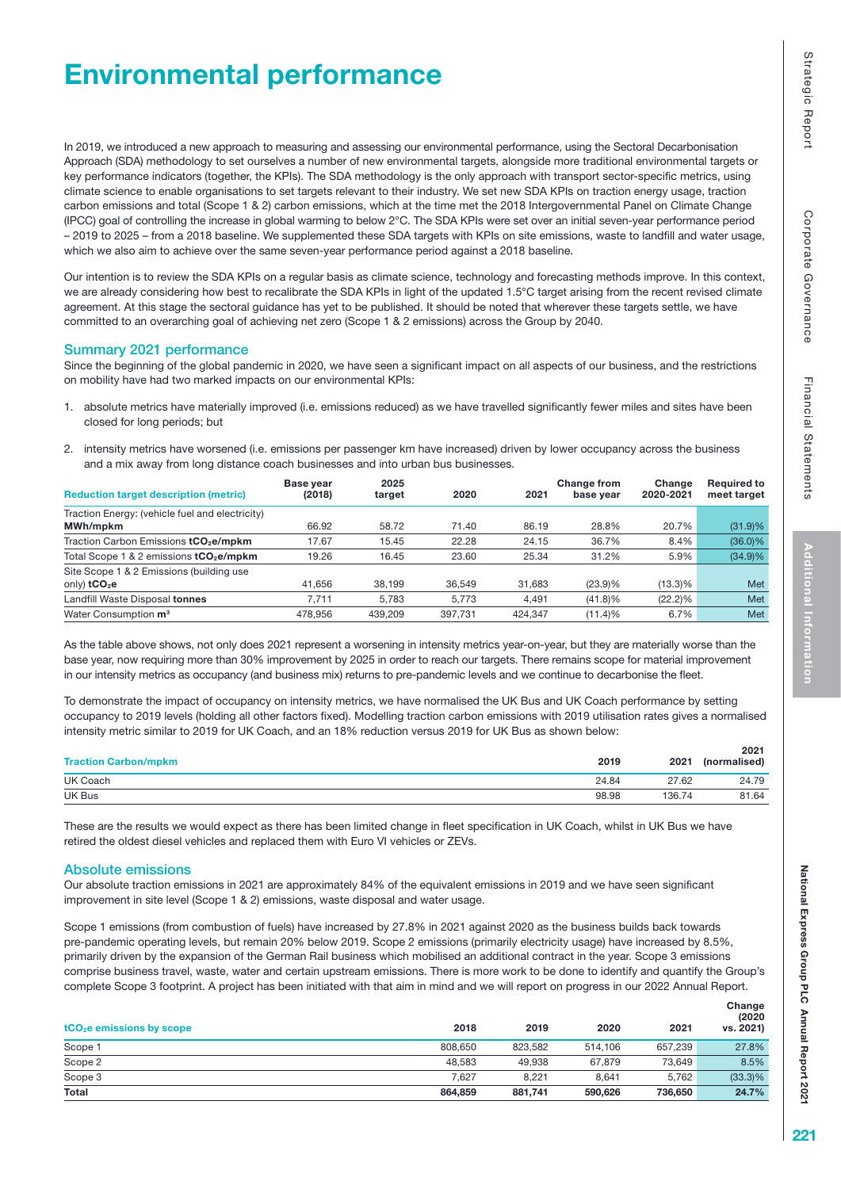# Environmental performance

In 2019, we introduced a new approach to measuring and assessing our environmental performance, using the Sectoral Decarbonisation Approach (SDA) methodology to set ourselves a number of new environmental targets, alongside more traditional environmental targets or key performance indicators (together, the KPIs). The SDA methodology is the only approach with transport sector-specific metrics, using climate science to enable organisations to set targets relevant to their industry. We set new SDA KPIs on traction energy usage, traction carbon emissions and total (Scope 1 & 2) carbon emissions, which at the time met the 2018 Intergovernmental Panel on Climate Change (IPCC) goal of controlling the increase in global warming to below 2°C. The SDA KPIs were set over an initial seven-year performance period – 2019 to 2025 – from a 2018 baseline. We supplemented these SDA targets with KPIs on site emissions, waste to landfill and water usage, which we also aim to achieve over the same seven-year performance period against a 2018 baseline.

Our intention is to review the SDA KPIs on a regular basis as climate science, technology and forecasting methods improve. In this context, we are already considering how best to recalibrate the SDA KPIs in light of the updated 1.5°C target arising from the recent revised climate agreement. At this stage the sectoral guidance has yet to be published. It should be noted that wherever these targets settle, we have committed to an overarching goal of achieving net zero (Scope 1 & 2 emissions) across the Group by 2040.

## Summary 2021 performance

Since the beginning of the global pandemic in 2020, we have seen a significant impact on all aspects of our business, and the restrictions on mobility have had two marked impacts on our environmental KPIs:

1. absolute metrics have materially improved (i.e. emissions reduced) as we have travelled significantly fewer miles and sites have been closed for long periods; but
2. intensity metrics have worsened (i.e. emissions per passenger km have increased) driven by lower occupancy across the business and a mix away from long distance coach businesses and into urban bus businesses.

| Reduction target description (metric) | Base year (2018) | 2025 target | 2020 | 2021 | Change from base year | Change 2020-2021 | Required to meet target |
|---|---|---|---|---|---|---|---|
| Traction Energy: (vehicle fuel and electricity) **MWh/mpkm** | 66.92 | 58.72 | 71.40 | 86.19 | 28.8% | 20.7% | (31.9)% |
| Traction Carbon Emissions **$tCO_2e$/mpkm** | 17.67 | 15.45 | 22.28 | 24.15 | 36.7% | 8.4% | (36.0)% |
| Total Scope 1 & 2 emissions **$tCO_2e$/mpkm** | 19.26 | 16.45 | 23.60 | 25.34 | 31.2% | 5.9% | (34.9)% |
| Site Scope 1 & 2 Emissions (building use only) **$tCO_2e$** | 41,656 | 38,199 | 36,549 | 31,683 | (23.9)% | (13.3)% | Met |
| Landfill Waste Disposal **tonnes** | 7,711 | 5,783 | 5,773 | 4,491 | (41.8)% | (22.2)% | Met |
| Water Consumption **m³** | 478,956 | 439,209 | 397,731 | 424,347 | (11.4)% | 6.7% | Met |

As the table above shows, not only does 2021 represent a worsening in intensity metrics year-on-year, but they are materially worse than the base year, now requiring more than 30% improvement by 2025 in order to reach our targets. There remains scope for material improvement in our intensity metrics as occupancy (and business mix) returns to pre-pandemic levels and we continue to decarbonise the fleet.

To demonstrate the impact of occupancy on intensity metrics, we have normalised the UK Bus and UK Coach performance by setting occupancy to 2019 levels (holding all other factors fixed). Modelling traction carbon emissions with 2019 utilisation rates gives a normalised intensity metric similar to 2019 for UK Coach, and an 18% reduction versus 2019 for UK Bus as shown below:

| Traction Carbon/mpkm | 2019 | 2021 | 2021 (normalised) |
|---|---|---|---|
| UK Coach | 24.84 | 27.62 | 24.79 |
| UK Bus | 98.98 | 136.74 | 81.64 |

These are the results we would expect as there has been limited change in fleet specification in UK Coach, whilst in UK Bus we have retired the oldest diesel vehicles and replaced them with Euro VI vehicles or ZEVs.

## Absolute emissions

Our absolute traction emissions in 2021 are approximately 84% of the equivalent emissions in 2019 and we have seen significant improvement in site level (Scope 1 & 2) emissions, waste disposal and water usage.

Scope 1 emissions (from combustion of fuels) have increased by 27.8% in 2021 against 2020 as the business builds back towards pre-pandemic operating levels, but remain 20% below 2019. Scope 2 emissions (primarily electricity usage) have increased by 8.5%, primarily driven by the expansion of the German Rail business which mobilised an additional contract in the year. Scope 3 emissions comprise business travel, waste, water and certain upstream emissions. There is more work to be done to identify and quantify the Group's complete Scope 3 footprint. A project has been initiated with that aim in mind and we will report on progress in our 2022 Annual Report.

| $tCO_2e$ emissions by scope | 2018 | 2019 | 2020 | 2021 | Change (2020 vs. 2021) |
|---|---|---|---|---|---|
| Scope 1 | 808,650 | 823,582 | 514,106 | 657,239 | 27.8% |
| Scope 2 | 48,583 | 49,938 | 67,879 | 73,649 | 8.5% |
| Scope 3 | 7,627 | 8,221 | 8,641 | 5,762 | (33.3)% |
| **Total** | **864,859** | **881,741** | **590,626** | **736,650** | **24.7%** |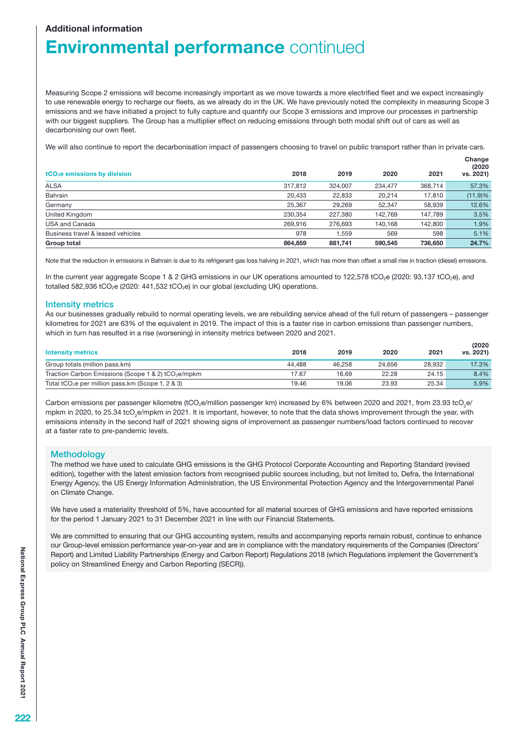## Additional information

# Environmental performance continued

Measuring Scope 2 emissions will become increasingly important as we move towards a more electrified fleet and we expect increasingly to use renewable energy to recharge our fleets, as we already do in the UK. We have previously noted the complexity in measuring Scope 3 emissions and we have initiated a project to fully capture and quantify our Scope 3 emissions and improve our processes in partnership with our biggest suppliers. The Group has a multiplier effect on reducing emissions through both modal shift out of cars as well as decarbonising our own fleet.

We will also continue to report the decarbonisation impact of passengers choosing to travel on public transport rather than in private cars.

| $tCO_2e$ emissions by division | 2018 | 2019 | 2020 | 2021 | Change (2020 vs. 2021) |
|---|---|---|---|---|---|
| ALSA | 317,812 | 324,007 | 234,477 | 368,714 | 57.3% |
| Bahrain | 20,433 | 22,833 | 20,214 | 17,810 | (11.9)% |
| Germany | 25,367 | 29,269 | 52,347 | 58,939 | 12.6% |
| United Kingdom | 230,354 | 227,380 | 142,769 | 147,789 | 3.5% |
| USA and Canada | 269,916 | 276,693 | 140,168 | 142,800 | 1.9% |
| Business travel & leased vehicles | 978 | 1,559 | 569 | 598 | 5.1% |
| **Group total** | **864,859** | **881,741** | **590,545** | **736,650** | **24.7%** |

Note that the reduction in emissions in Bahrain is due to its refrigerant gas loss halving in 2021, which has more than offset a small rise in traction (diesel) emissions.

In the current year aggregate Scope 1 & 2 GHG emissions in our UK operations amounted to 122,578 $tCO_2e$ (2020: 93,137 $tCO_2e$), and totalled 582,936 $tCO_2e$ (2020: 441,532 $tCO_2e$) in our global (excluding UK) operations.

### Intensity metrics

As our businesses gradually rebuild to normal operating levels, we are rebuilding service ahead of the full return of passengers – passenger kilometres for 2021 are 63% of the equivalent in 2019. The impact of this is a faster rise in carbon emissions than passenger numbers, which in turn has resulted in a rise (worsening) in intensity metrics between 2020 and 2021.

| Intensity metrics | 2018 | 2019 | 2020 | 2021 | (2020 vs. 2021) |
|---|---|---|---|---|---|
| Group totals (million pass.km) | 44,488 | 46,258 | 24,656 | 28,932 | 17.3% |
| Traction Carbon Emissions (Scope 1 & 2) $tCO_2e$/mpkm | 17.67 | 16.69 | 22.28 | 24.15 | 8.4% |
| Total $tCO_2e$ per million pass.km (Scope 1, 2 & 3) | 19.46 | 19.06 | 23.93 | 25.34 | 5.9% |

Carbon emissions per passenger kilometre ($tCO_2e$/million passenger km) increased by 6% between 2020 and 2021, from 23.93 $tCO_2e$/mpkm in 2020, to 25.34 $tCO_2e$/mpkm in 2021. It is important, however, to note that the data shows improvement through the year, with emissions intensity in the second half of 2021 showing signs of improvement as passenger numbers/load factors continued to recover at a faster rate to pre-pandemic levels.

### Methodology

The method we have used to calculate GHG emissions is the GHG Protocol Corporate Accounting and Reporting Standard (revised edition), together with the latest emission factors from recognised public sources including, but not limited to, Defra, the International Energy Agency, the US Energy Information Administration, the US Environmental Protection Agency and the Intergovernmental Panel on Climate Change.

We have used a materiality threshold of 5%, have accounted for all material sources of GHG emissions and have reported emissions for the period 1 January 2021 to 31 December 2021 in line with our Financial Statements.

We are committed to ensuring that our GHG accounting system, results and accompanying reports remain robust, continue to enhance our Group-level emission performance year-on-year and are in compliance with the mandatory requirements of the Companies (Directors' Report) and Limited Liability Partnerships (Energy and Carbon Report) Regulations 2018 (which Regulations implement the Government's policy on Streamlined Energy and Carbon Reporting (SECR)).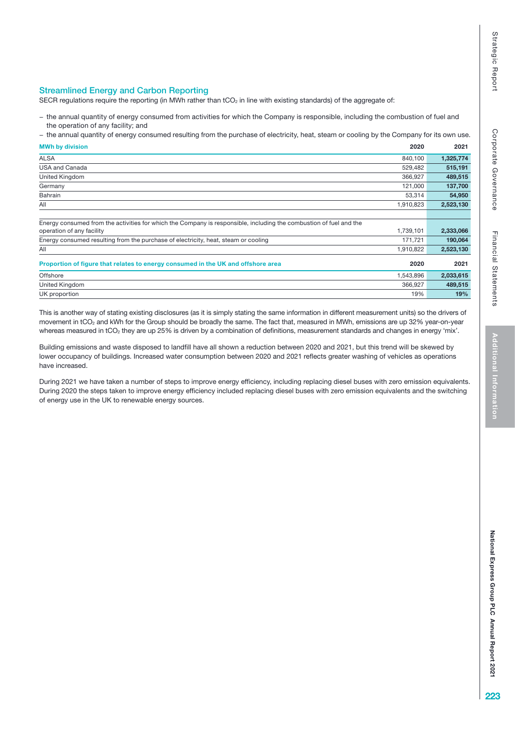## Streamlined Energy and Carbon Reporting

SECR regulations require the reporting (in MWh rather than $tCO_2$ in line with existing standards) of the aggregate of:

- the annual quantity of energy consumed from activities for which the Company is responsible, including the combustion of fuel and the operation of any facility; and
- the annual quantity of energy consumed resulting from the purchase of electricity, heat, steam or cooling by the Company for its own use.

| MWh by division | 2020 | 2021 |
|---|---|---|
| ALSA | 840,100 | **1,325,774** |
| USA and Canada | 529,482 | **515,191** |
| United Kingdom | 366,927 | **489,515** |
| Germany | 121,000 | **137,700** |
| Bahrain | 53,314 | **54,950** |
| All | 1,910,823 | **2,523,130** |
| | | |
| Energy consumed from the activities for which the Company is responsible, including the combustion of fuel and the operation of any facility | 1,739,101 | **2,333,066** |
| Energy consumed resulting from the purchase of electricity, heat, steam or cooling | 171,721 | **190,064** |
| All | 1,910,822 | **2,523,130** |

| Proportion of figure that relates to energy consumed in the UK and offshore area | 2020 | 2021 |
|---|---|---|
| Offshore | 1,543,896 | **2,033,615** |
| United Kingdom | 366,927 | **489,515** |
| UK proportion | 19% | **19%** |

This is another way of stating existing disclosures (as it is simply stating the same information in different measurement units) so the drivers of movement in $tCO_2$ and kWh for the Group should be broadly the same. The fact that, measured in MWh, emissions are up 32% year-on-year whereas measured in $tCO_2$ they are up 25% is driven by a combination of definitions, measurement standards and changes in energy 'mix'.

Building emissions and waste disposed to landfill have all shown a reduction between 2020 and 2021, but this trend will be skewed by lower occupancy of buildings. Increased water consumption between 2020 and 2021 reflects greater washing of vehicles as operations have increased.

During 2021 we have taken a number of steps to improve energy efficiency, including replacing diesel buses with zero emission equivalents. During 2020 the steps taken to improve energy efficiency included replacing diesel buses with zero emission equivalents and the switching of energy use in the UK to renewable energy sources.